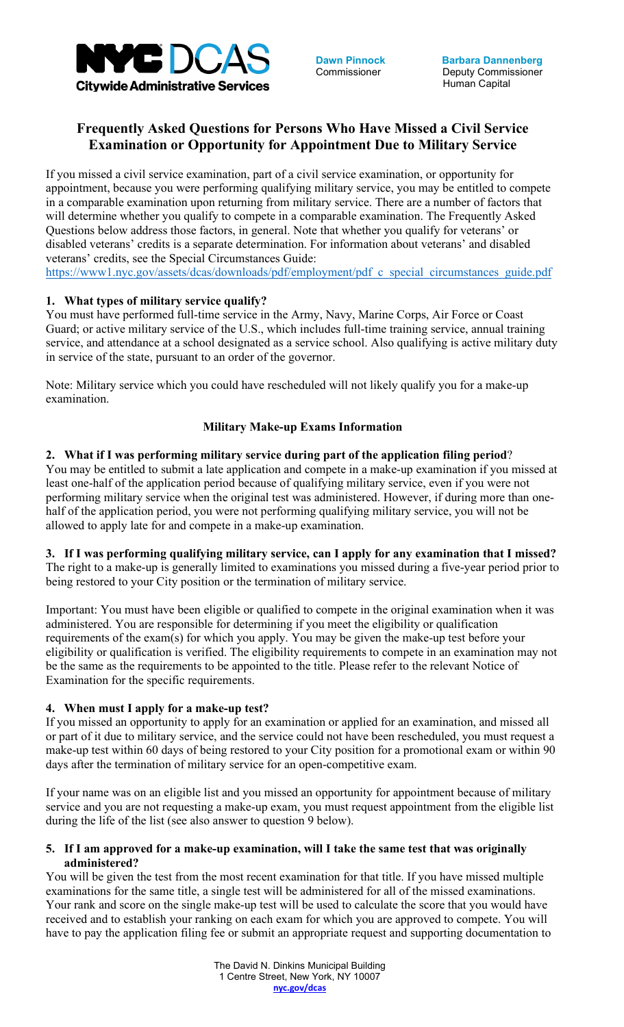NYC DCAS
Citywide Administrative Services

**Dawn Pinnock**
Commissioner

**Barbara Dannenberg**
Deputy Commissioner
Human Capital

# Frequently Asked Questions for Persons Who Have Missed a Civil Service Examination or Opportunity for Appointment Due to Military Service

If you missed a civil service examination, part of a civil service examination, or opportunity for appointment, because you were performing qualifying military service, you may be entitled to compete in a comparable examination upon returning from military service. There are a number of factors that will determine whether you qualify to compete in a comparable examination. The Frequently Asked Questions below address those factors, in general. Note that whether you qualify for veterans' or disabled veterans' credits is a separate determination. For information about veterans' and disabled veterans' credits, see the Special Circumstances Guide:
https://www1.nyc.gov/assets/dcas/downloads/pdf/employment/pdf_c_special_circumstances_guide.pdf

**1. What types of military service qualify?**
You must have performed full-time service in the Army, Navy, Marine Corps, Air Force or Coast Guard; or active military service of the U.S., which includes full-time training service, annual training service, and attendance at a school designated as a service school. Also qualifying is active military duty in service of the state, pursuant to an order of the governor.

Note: Military service which you could have rescheduled will not likely qualify you for a make-up examination.

## Military Make-up Exams Information

**2. What if I was performing military service during part of the application filing period?**
You may be entitled to submit a late application and compete in a make-up examination if you missed at least one-half of the application period because of qualifying military service, even if you were not performing military service when the original test was administered. However, if during more than one-half of the application period, you were not performing qualifying military service, you will not be allowed to apply late for and compete in a make-up examination.

**3. If I was performing qualifying military service, can I apply for any examination that I missed?**
The right to a make-up is generally limited to examinations you missed during a five-year period prior to being restored to your City position or the termination of military service.

Important: You must have been eligible or qualified to compete in the original examination when it was administered. You are responsible for determining if you meet the eligibility or qualification requirements of the exam(s) for which you apply. You may be given the make-up test before your eligibility or qualification is verified. The eligibility requirements to compete in an examination may not be the same as the requirements to be appointed to the title. Please refer to the relevant Notice of Examination for the specific requirements.

**4. When must I apply for a make-up test?**
If you missed an opportunity to apply for an examination or applied for an examination, and missed all or part of it due to military service, and the service could not have been rescheduled, you must request a make-up test within 60 days of being restored to your City position for a promotional exam or within 90 days after the termination of military service for an open-competitive exam.

If your name was on an eligible list and you missed an opportunity for appointment because of military service and you are not requesting a make-up exam, you must request appointment from the eligible list during the life of the list (see also answer to question 9 below).

**5. If I am approved for a make-up examination, will I take the same test that was originally administered?**
You will be given the test from the most recent examination for that title. If you have missed multiple examinations for the same title, a single test will be administered for all of the missed examinations. Your rank and score on the single make-up test will be used to calculate the score that you would have received and to establish your ranking on each exam for which you are approved to compete. You will have to pay the application filing fee or submit an appropriate request and supporting documentation to

The David N. Dinkins Municipal Building
1 Centre Street, New York, NY 10007
nyc.gov/dcas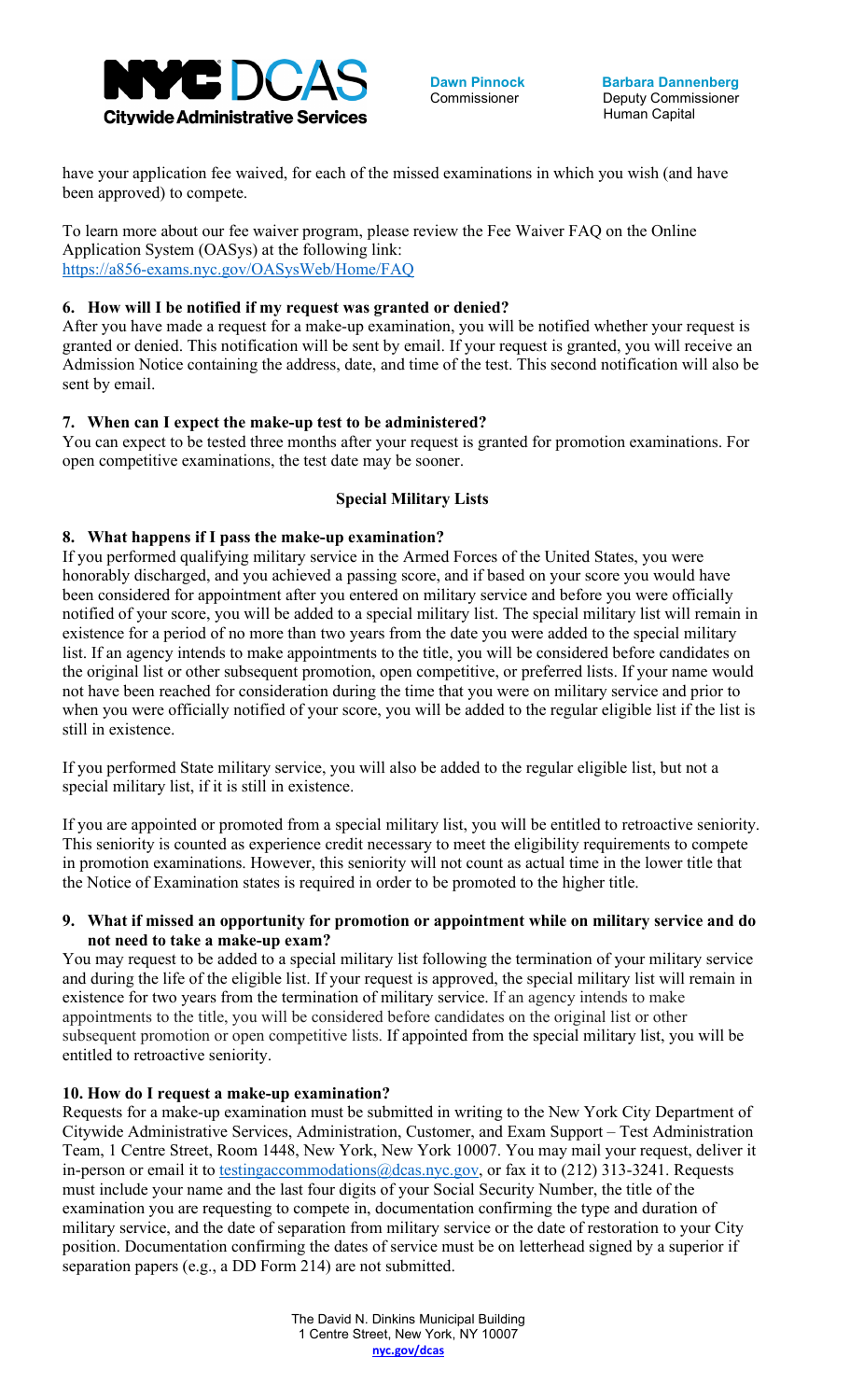have your application fee waived, for each of the missed examinations in which you wish (and have been approved) to compete.

To learn more about our fee waiver program, please review the Fee Waiver FAQ on the Online Application System (OASys) at the following link:
https://a856-exams.nyc.gov/OASysWeb/Home/FAQ

### 6. How will I be notified if my request was granted or denied?

After you have made a request for a make-up examination, you will be notified whether your request is granted or denied. This notification will be sent by email. If your request is granted, you will receive an Admission Notice containing the address, date, and time of the test. This second notification will also be sent by email.

### 7. When can I expect the make-up test to be administered?

You can expect to be tested three months after your request is granted for promotion examinations. For open competitive examinations, the test date may be sooner.

## Special Military Lists

### 8. What happens if I pass the make-up examination?

If you performed qualifying military service in the Armed Forces of the United States, you were honorably discharged, and you achieved a passing score, and if based on your score you would have been considered for appointment after you entered on military service and before you were officially notified of your score, you will be added to a special military list. The special military list will remain in existence for a period of no more than two years from the date you were added to the special military list. If an agency intends to make appointments to the title, you will be considered before candidates on the original list or other subsequent promotion, open competitive, or preferred lists. If your name would not have been reached for consideration during the time that you were on military service and prior to when you were officially notified of your score, you will be added to the regular eligible list if the list is still in existence.

If you performed State military service, you will also be added to the regular eligible list, but not a special military list, if it is still in existence.

If you are appointed or promoted from a special military list, you will be entitled to retroactive seniority. This seniority is counted as experience credit necessary to meet the eligibility requirements to compete in promotion examinations. However, this seniority will not count as actual time in the lower title that the Notice of Examination states is required in order to be promoted to the higher title.

### 9. What if missed an opportunity for promotion or appointment while on military service and do not need to take a make-up exam?

You may request to be added to a special military list following the termination of your military service and during the life of the eligible list. If your request is approved, the special military list will remain in existence for two years from the termination of military service. If an agency intends to make appointments to the title, you will be considered before candidates on the original list or other subsequent promotion or open competitive lists. If appointed from the special military list, you will be entitled to retroactive seniority.

### 10. How do I request a make-up examination?

Requests for a make-up examination must be submitted in writing to the New York City Department of Citywide Administrative Services, Administration, Customer, and Exam Support – Test Administration Team, 1 Centre Street, Room 1448, New York, New York 10007. You may mail your request, deliver it in-person or email it to testingaccommodations@dcas.nyc.gov, or fax it to (212) 313-3241. Requests must include your name and the last four digits of your Social Security Number, the title of the examination you are requesting to compete in, documentation confirming the type and duration of military service, and the date of separation from military service or the date of restoration to your City position. Documentation confirming the dates of service must be on letterhead signed by a superior if separation papers (e.g., a DD Form 214) are not submitted.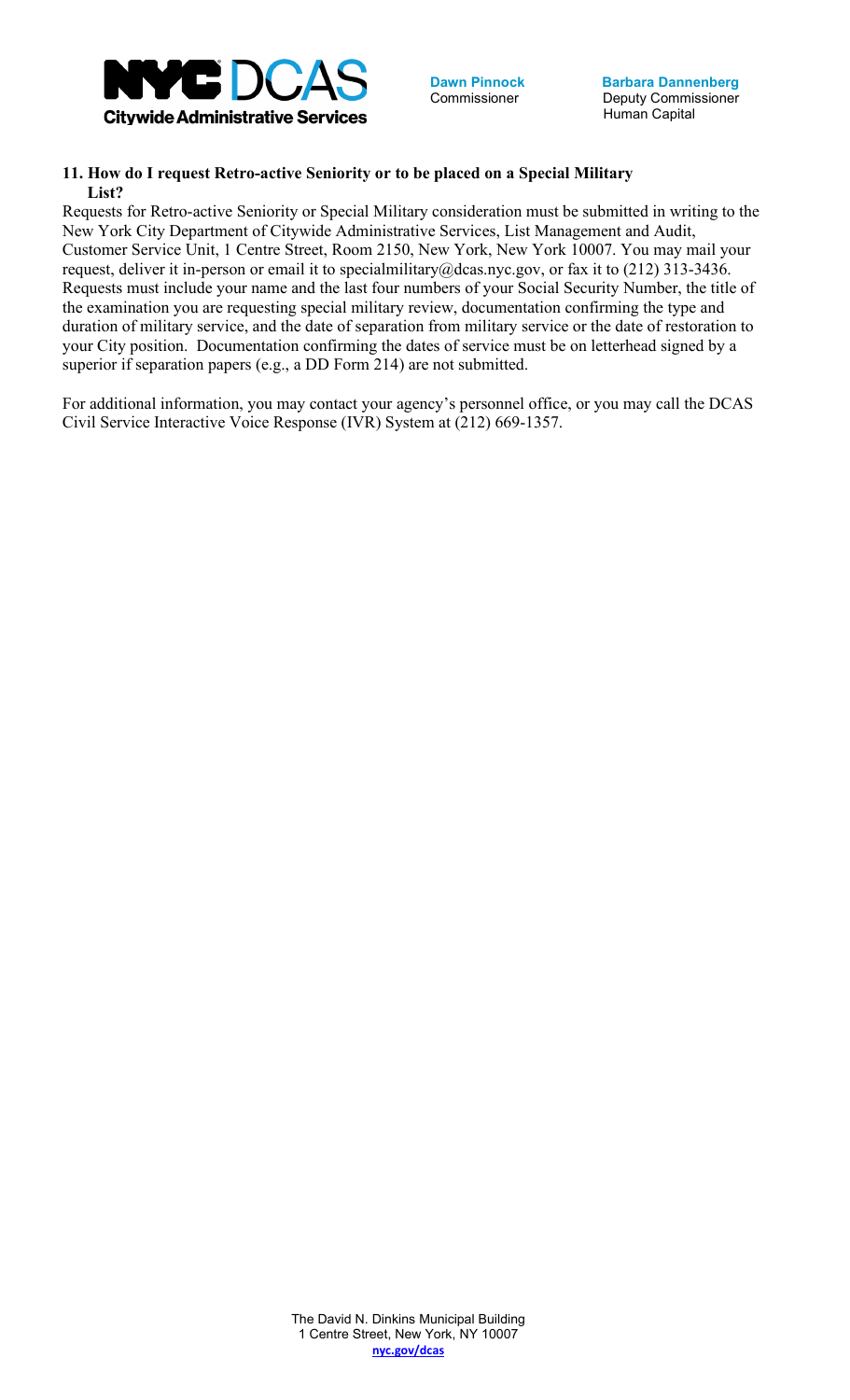### 11. How do I request Retro-active Seniority or to be placed on a Special Military List?

Requests for Retro-active Seniority or Special Military consideration must be submitted in writing to the New York City Department of Citywide Administrative Services, List Management and Audit, Customer Service Unit, 1 Centre Street, Room 2150, New York, New York 10007. You may mail your request, deliver it in-person or email it to specialmilitary@dcas.nyc.gov, or fax it to (212) 313-3436. Requests must include your name and the last four numbers of your Social Security Number, the title of the examination you are requesting special military review, documentation confirming the type and duration of military service, and the date of separation from military service or the date of restoration to your City position. Documentation confirming the dates of service must be on letterhead signed by a superior if separation papers (e.g., a DD Form 214) are not submitted.

For additional information, you may contact your agency's personnel office, or you may call the DCAS Civil Service Interactive Voice Response (IVR) System at (212) 669-1357.